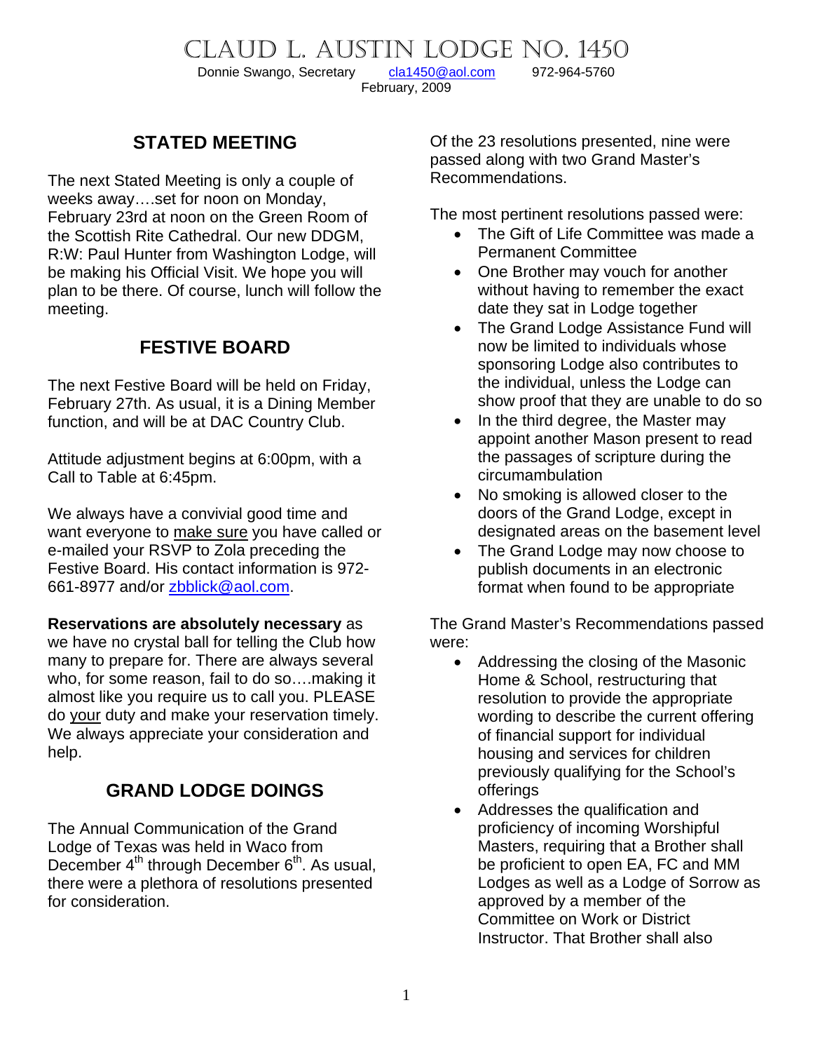# CLAUD L. AUSTIN LODGE NO. 1450

Donnie Swango, Secretary   cla1450@aol.com   972-964-5760

February, 2009

## STATED MEETING

The next Stated Meeting is only a couple of weeks away….set for noon on Monday, February 23rd at noon on the Green Room of the Scottish Rite Cathedral. Our new DDGM, R:W: Paul Hunter from Washington Lodge, will be making his Official Visit. We hope you will plan to be there. Of course, lunch will follow the meeting.

## FESTIVE BOARD

The next Festive Board will be held on Friday, February 27th. As usual, it is a Dining Member function, and will be at DAC Country Club.

Attitude adjustment begins at 6:00pm, with a Call to Table at 6:45pm.

We always have a convivial good time and want everyone to make sure you have called or e-mailed your RSVP to Zola preceding the Festive Board. His contact information is 972-661-8977 and/or zbblick@aol.com.

**Reservations are absolutely necessary** as we have no crystal ball for telling the Club how many to prepare for. There are always several who, for some reason, fail to do so….making it almost like you require us to call you. PLEASE do your duty and make your reservation timely. We always appreciate your consideration and help.

## GRAND LODGE DOINGS

The Annual Communication of the Grand Lodge of Texas was held in Waco from December 4th through December 6th. As usual, there were a plethora of resolutions presented for consideration.

Of the 23 resolutions presented, nine were passed along with two Grand Master's Recommendations.

The most pertinent resolutions passed were:

- The Gift of Life Committee was made a Permanent Committee
- One Brother may vouch for another without having to remember the exact date they sat in Lodge together
- The Grand Lodge Assistance Fund will now be limited to individuals whose sponsoring Lodge also contributes to the individual, unless the Lodge can show proof that they are unable to do so
- In the third degree, the Master may appoint another Mason present to read the passages of scripture during the circumambulation
- No smoking is allowed closer to the doors of the Grand Lodge, except in designated areas on the basement level
- The Grand Lodge may now choose to publish documents in an electronic format when found to be appropriate

The Grand Master's Recommendations passed were:

- Addressing the closing of the Masonic Home & School, restructuring that resolution to provide the appropriate wording to describe the current offering of financial support for individual housing and services for children previously qualifying for the School's offerings
- Addresses the qualification and proficiency of incoming Worshipful Masters, requiring that a Brother shall be proficient to open EA, FC and MM Lodges as well as a Lodge of Sorrow as approved by a member of the Committee on Work or District Instructor. That Brother shall also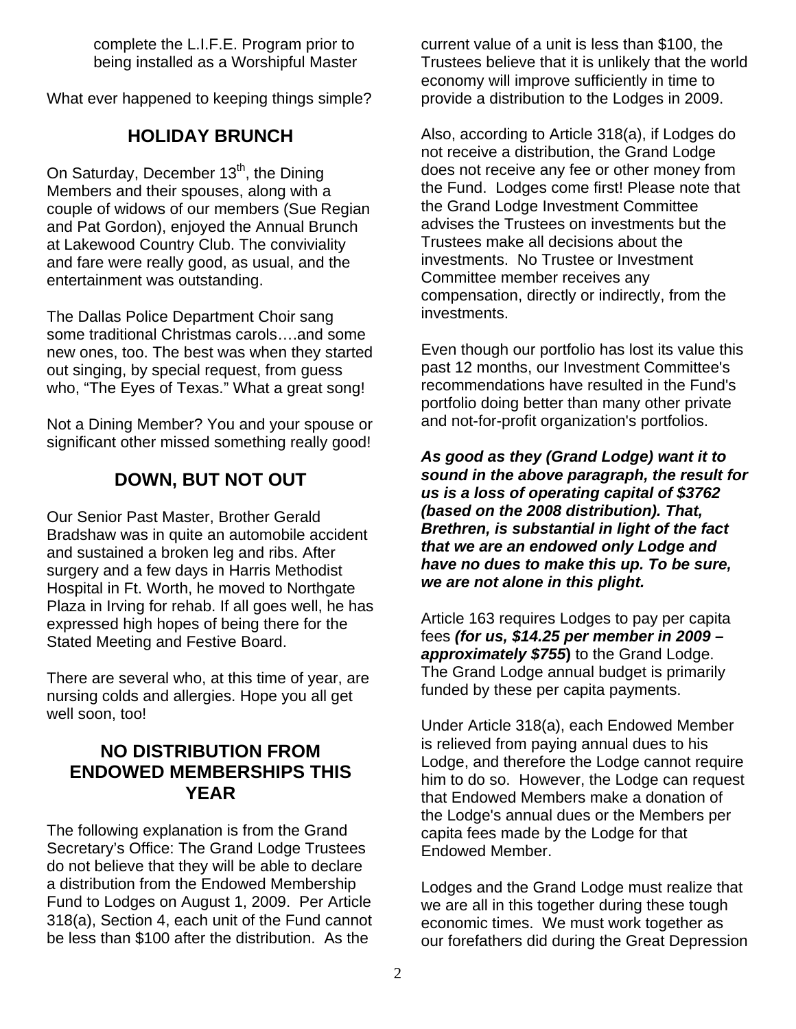complete the L.I.F.E. Program prior to being installed as a Worshipful Master

What ever happened to keeping things simple?

## HOLIDAY BRUNCH

On Saturday, December 13th, the Dining Members and their spouses, along with a couple of widows of our members (Sue Regian and Pat Gordon), enjoyed the Annual Brunch at Lakewood Country Club. The conviviality and fare were really good, as usual, and the entertainment was outstanding.

The Dallas Police Department Choir sang some traditional Christmas carols….and some new ones, too. The best was when they started out singing, by special request, from guess who, "The Eyes of Texas." What a great song!

Not a Dining Member? You and your spouse or significant other missed something really good!

## DOWN, BUT NOT OUT

Our Senior Past Master, Brother Gerald Bradshaw was in quite an automobile accident and sustained a broken leg and ribs. After surgery and a few days in Harris Methodist Hospital in Ft. Worth, he moved to Northgate Plaza in Irving for rehab. If all goes well, he has expressed high hopes of being there for the Stated Meeting and Festive Board.

There are several who, at this time of year, are nursing colds and allergies. Hope you all get well soon, too!

## NO DISTRIBUTION FROM ENDOWED MEMBERSHIPS THIS YEAR

The following explanation is from the Grand Secretary's Office: The Grand Lodge Trustees do not believe that they will be able to declare a distribution from the Endowed Membership Fund to Lodges on August 1, 2009. Per Article 318(a), Section 4, each unit of the Fund cannot be less than $100 after the distribution. As the current value of a unit is less than $100, the Trustees believe that it is unlikely that the world economy will improve sufficiently in time to provide a distribution to the Lodges in 2009.

Also, according to Article 318(a), if Lodges do not receive a distribution, the Grand Lodge does not receive any fee or other money from the Fund. Lodges come first! Please note that the Grand Lodge Investment Committee advises the Trustees on investments but the Trustees make all decisions about the investments. No Trustee or Investment Committee member receives any compensation, directly or indirectly, from the investments.

Even though our portfolio has lost its value this past 12 months, our Investment Committee's recommendations have resulted in the Fund's portfolio doing better than many other private and not-for-profit organization's portfolios.

***As good as they (Grand Lodge) want it to sound in the above paragraph, the result for us is a loss of operating capital of $3762 (based on the 2008 distribution). That, Brethren, is substantial in light of the fact that we are an endowed only Lodge and have no dues to make this up. To be sure, we are not alone in this plight.***

Article 163 requires Lodges to pay per capita fees ***(for us, $14.25 per member in 2009 – approximately $755)*** to the Grand Lodge. The Grand Lodge annual budget is primarily funded by these per capita payments.

Under Article 318(a), each Endowed Member is relieved from paying annual dues to his Lodge, and therefore the Lodge cannot require him to do so. However, the Lodge can request that Endowed Members make a donation of the Lodge's annual dues or the Members per capita fees made by the Lodge for that Endowed Member.

Lodges and the Grand Lodge must realize that we are all in this together during these tough economic times. We must work together as our forefathers did during the Great Depression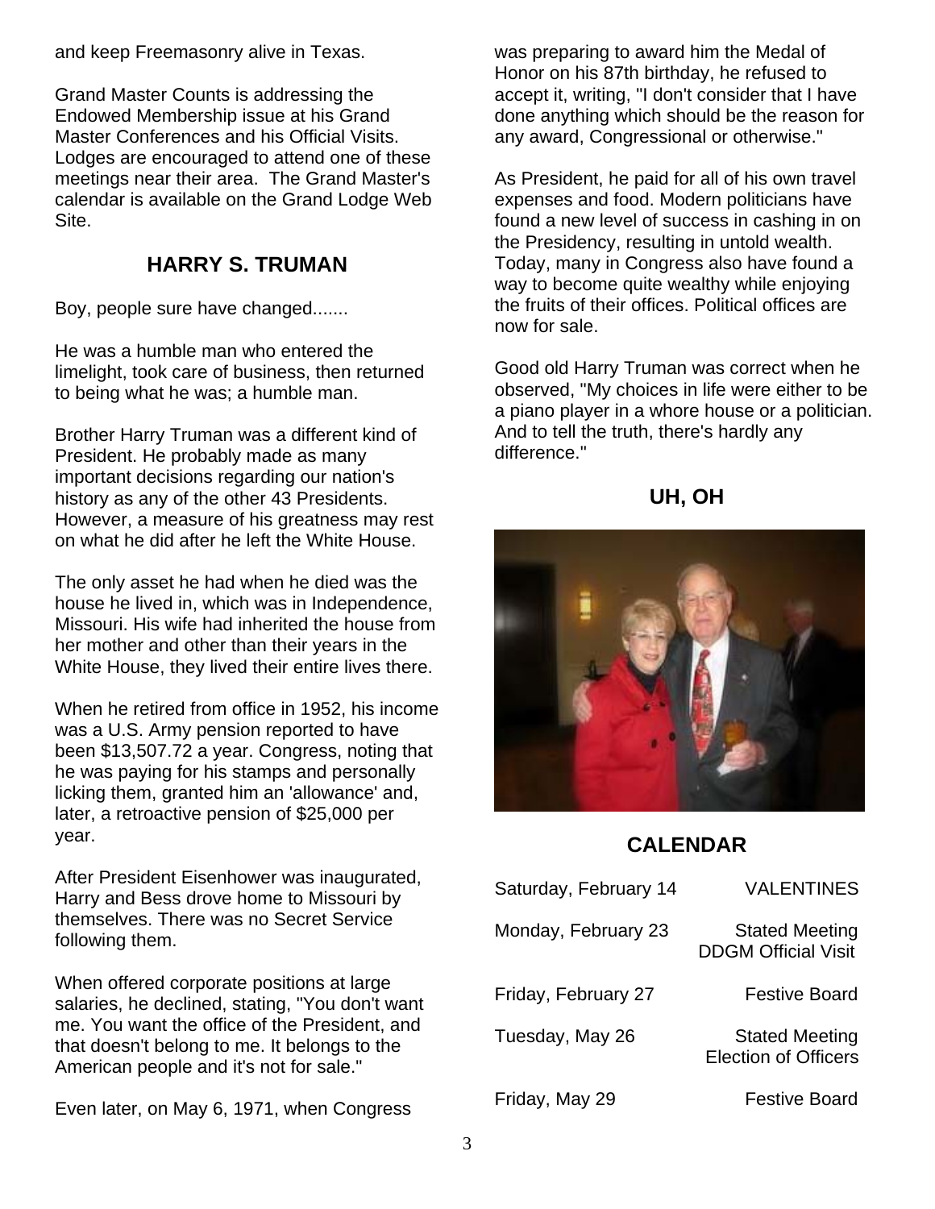and keep Freemasonry alive in Texas.

Grand Master Counts is addressing the Endowed Membership issue at his Grand Master Conferences and his Official Visits. Lodges are encouraged to attend one of these meetings near their area. The Grand Master's calendar is available on the Grand Lodge Web Site.

## HARRY S. TRUMAN

Boy, people sure have changed.......

He was a humble man who entered the limelight, took care of business, then returned to being what he was; a humble man.

Brother Harry Truman was a different kind of President. He probably made as many important decisions regarding our nation's history as any of the other 43 Presidents. However, a measure of his greatness may rest on what he did after he left the White House.

The only asset he had when he died was the house he lived in, which was in Independence, Missouri. His wife had inherited the house from her mother and other than their years in the White House, they lived their entire lives there.

When he retired from office in 1952, his income was a U.S. Army pension reported to have been $13,507.72 a year. Congress, noting that he was paying for his stamps and personally licking them, granted him an 'allowance' and, later, a retroactive pension of $25,000 per year.

After President Eisenhower was inaugurated, Harry and Bess drove home to Missouri by themselves. There was no Secret Service following them.

When offered corporate positions at large salaries, he declined, stating, "You don't want me. You want the office of the President, and that doesn't belong to me. It belongs to the American people and it's not for sale."

Even later, on May 6, 1971, when Congress was preparing to award him the Medal of Honor on his 87th birthday, he refused to accept it, writing, "I don't consider that I have done anything which should be the reason for any award, Congressional or otherwise."

As President, he paid for all of his own travel expenses and food. Modern politicians have found a new level of success in cashing in on the Presidency, resulting in untold wealth. Today, many in Congress also have found a way to become quite wealthy while enjoying the fruits of their offices. Political offices are now for sale.

Good old Harry Truman was correct when he observed, "My choices in life were either to be a piano player in a whore house or a politician. And to tell the truth, there's hardly any difference."

## UH, OH

## CALENDAR

| | |
|---|---|
| Saturday, February 14 | VALENTINES |
| Monday, February 23 | Stated Meeting DDGM Official Visit |
| Friday, February 27 | Festive Board |
| Tuesday, May 26 | Stated Meeting Election of Officers |
| Friday, May 29 | Festive Board |